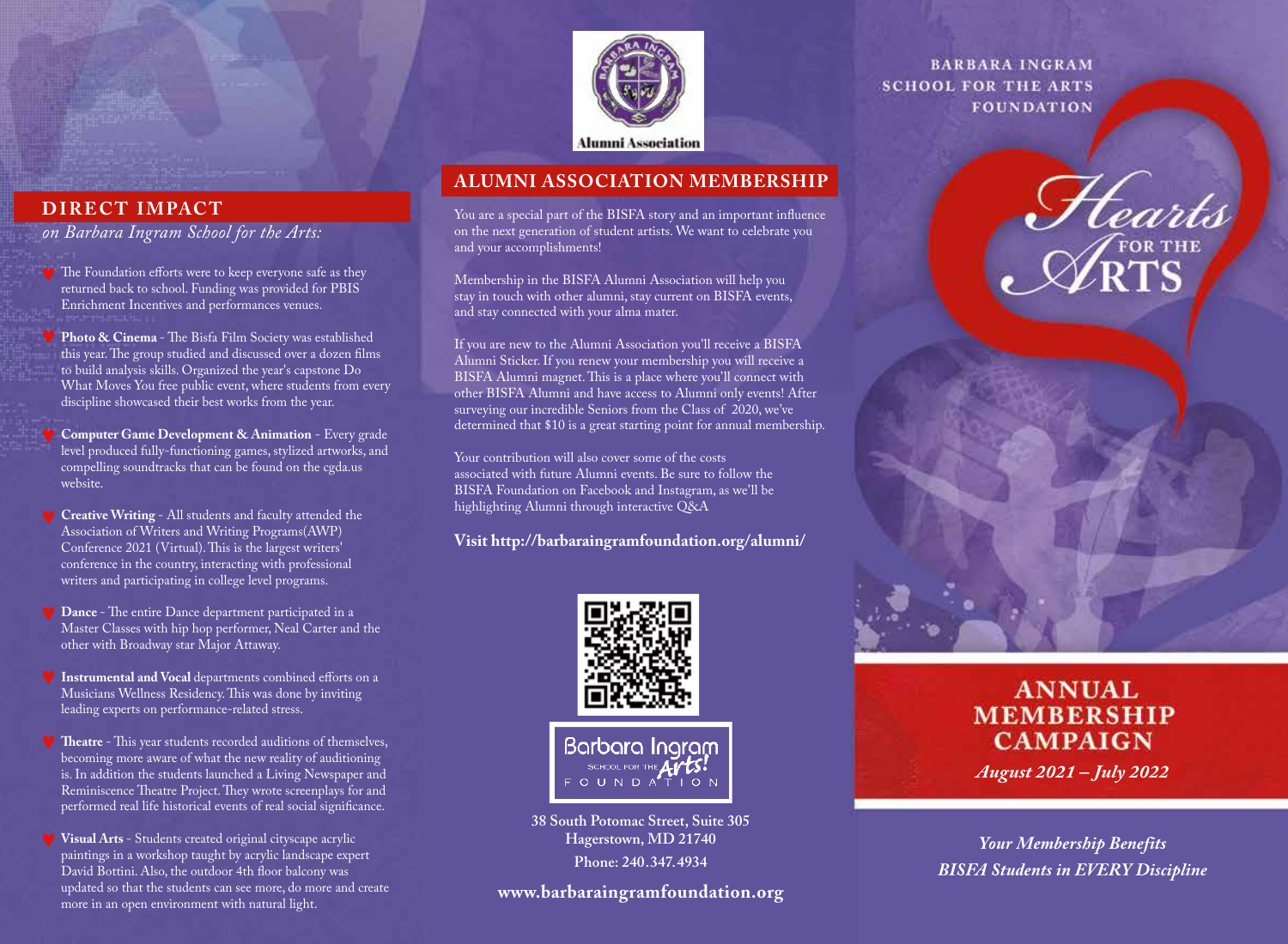## DIRECT IMPACT

*on Barbara Ingram School for the Arts:*

- The Foundation efforts were to keep everyone safe as they returned back to school. Funding was provided for PBIS Enrichment Incentives and performances venues.
- **Photo & Cinema** - The Bisfa Film Society was established this year. The group studied and discussed over a dozen films to build analysis skills. Organized the year's capstone Do What Moves You free public event, where students from every discipline showcased their best works from the year.
- **Computer Game Development & Animation** - Every grade level produced fully-functioning games, stylized artworks, and compelling soundtracks that can be found on the cgda.us website.
- **Creative Writing** - All students and faculty attended the Association of Writers and Writing Programs(AWP) Conference 2021 (Virtual). This is the largest writers' conference in the country, interacting with professional writers and participating in college level programs.
- **Dance** - The entire Dance department participated in a Master Classes with hip hop performer, Neal Carter and the other with Broadway star Major Attaway.
- **Instrumental and Vocal** departments combined efforts on a Musicians Wellness Residency. This was done by inviting leading experts on performance-related stress.
- **Theatre** - This year students recorded auditions of themselves, becoming more aware of what the new reality of auditioning is. In addition the students launched a Living Newspaper and Reminiscence Theatre Project. They wrote screenplays for and performed real life historical events of real social significance.
- **Visual Arts** - Students created original cityscape acrylic paintings in a workshop taught by acrylic landscape expert David Bottini. Also, the outdoor 4th floor balcony was updated so that the students can see more, do more and create more in an open environment with natural light.

Alumni Association

## ALUMNI ASSOCIATION MEMBERSHIP

You are a special part of the BISFA story and an important influence on the next generation of student artists. We want to celebrate you and your accomplishments!

Membership in the BISFA Alumni Association will help you stay in touch with other alumni, stay current on BISFA events, and stay connected with your alma mater.

If you are new to the Alumni Association you'll receive a BISFA Alumni Sticker. If you renew your membership you will receive a BISFA Alumni magnet. This is a place where you'll connect with other BISFA Alumni and have access to Alumni only events! After surveying our incredible Seniors from the Class of 2020, we've determined that $10 is a great starting point for annual membership.

Your contribution will also cover some of the costs associated with future Alumni events. Be sure to follow the BISFA Foundation on Facebook and Instagram, as we'll be highlighting Alumni through interactive Q&A

**Visit http://barbaraingramfoundation.org/alumni/**

Barbara Ingram School for the Arts! Foundation

**38 South Potomac Street, Suite 305**
**Hagerstown, MD 21740**
**Phone: 240.347.4934**

**www.barbaraingramfoundation.org**

BARBARA INGRAM SCHOOL FOR THE ARTS FOUNDATION

# Hearts FOR THE ARTS

## ANNUAL MEMBERSHIP CAMPAIGN

*August 2021 – July 2022*

*Your Membership Benefits BISFA Students in EVERY Discipline*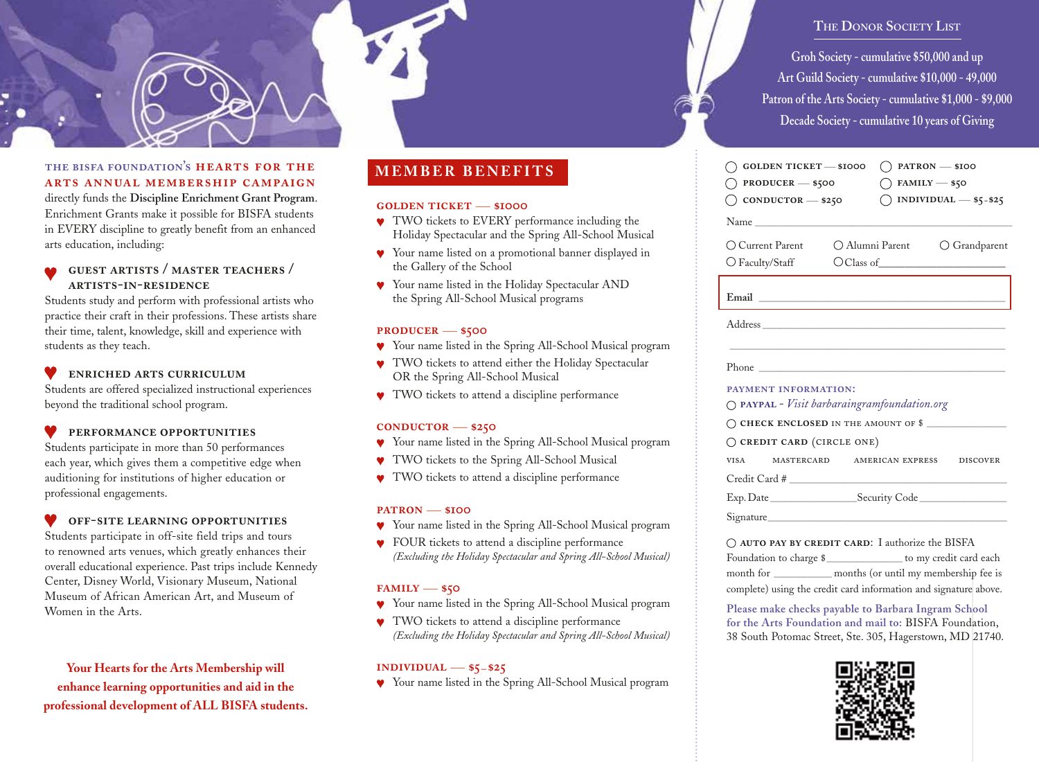## The Donor Society List

Groh Society - cumulative $50,000 and up
Art Guild Society - cumulative $10,000 - 49,000
Patron of the Arts Society - cumulative $1,000 - $9,000
Decade Society - cumulative 10 years of Giving

**THE BISFA FOUNDATION'S HEARTS FOR THE ARTS ANNUAL MEMBERSHIP CAMPAIGN** directly funds the **Discipline Enrichment Grant Program**. Enrichment Grants make it possible for BISFA students in EVERY discipline to greatly benefit from an enhanced arts education, including:

### GUEST ARTISTS / MASTER TEACHERS / ARTISTS-IN-RESIDENCE

Students study and perform with professional artists who practice their craft in their professions. These artists share their time, talent, knowledge, skill and experience with students as they teach.

### ENRICHED ARTS CURRICULUM

Students are offered specialized instructional experiences beyond the traditional school program.

### PERFORMANCE OPPORTUNITIES

Students participate in more than 50 performances each year, which gives them a competitive edge when auditioning for institutions of higher education or professional engagements.

### OFF-SITE LEARNING OPPORTUNITIES

Students participate in off-site field trips and tours to renowned arts venues, which greatly enhances their overall educational experience. Past trips include Kennedy Center, Disney World, Visionary Museum, National Museum of African American Art, and Museum of Women in the Arts.

**Your Hearts for the Arts Membership will enhance learning opportunities and aid in the professional development of ALL BISFA students.**

## MEMBER BENEFITS

### GOLDEN TICKET — $1000

- TWO tickets to EVERY performance including the Holiday Spectacular and the Spring All-School Musical
- Your name listed on a promotional banner displayed in the Gallery of the School
- Your name listed in the Holiday Spectacular AND the Spring All-School Musical programs

### PRODUCER — $500

- Your name listed in the Spring All-School Musical program
- TWO tickets to attend either the Holiday Spectacular OR the Spring All-School Musical
- TWO tickets to attend a discipline performance

### CONDUCTOR — $250

- Your name listed in the Spring All-School Musical program
- TWO tickets to the Spring All-School Musical
- TWO tickets to attend a discipline performance

### PATRON — $100

- Your name listed in the Spring All-School Musical program
- FOUR tickets to attend a discipline performance
  *(Excluding the Holiday Spectacular and Spring All-School Musical)*

### FAMILY — $50

- Your name listed in the Spring All-School Musical program
- TWO tickets to attend a discipline performance
  *(Excluding the Holiday Spectacular and Spring All-School Musical)*

### INDIVIDUAL — $5–$25

- Your name listed in the Spring All-School Musical program

---

◯ GOLDEN TICKET — $1000 ◯ PATRON — $100
◯ PRODUCER — $500 ◯ FAMILY — $50
◯ CONDUCTOR — $250 ◯ INDIVIDUAL — $5-$25

Name ______________________________

◯ Current Parent ◯ Alumni Parent ◯ Grandparent
◯ Faculty/Staff ◯ Class of______________

**Email** ______________________________

Address ______________________________

______________________________

Phone ______________________________

**PAYMENT INFORMATION:**

◯ PAYPAL - *Visit barbaraingramfoundation.org*

◯ CHECK ENCLOSED IN THE AMOUNT OF $ __________

◯ CREDIT CARD (CIRCLE ONE)

VISA MASTERCARD AMERICAN EXPRESS DISCOVER

Credit Card # ______________________________

Exp. Date ______________ Security Code ______________

Signature ______________________________

◯ AUTO PAY BY CREDIT CARD: I authorize the BISFA Foundation to charge $____________ to my credit card each month for __________ months (or until my membership fee is complete) using the credit card information and signature above.

Please make checks payable to Barbara Ingram School for the Arts Foundation and mail to: BISFA Foundation, 38 South Potomac Street, Ste. 305, Hagerstown, MD 21740.